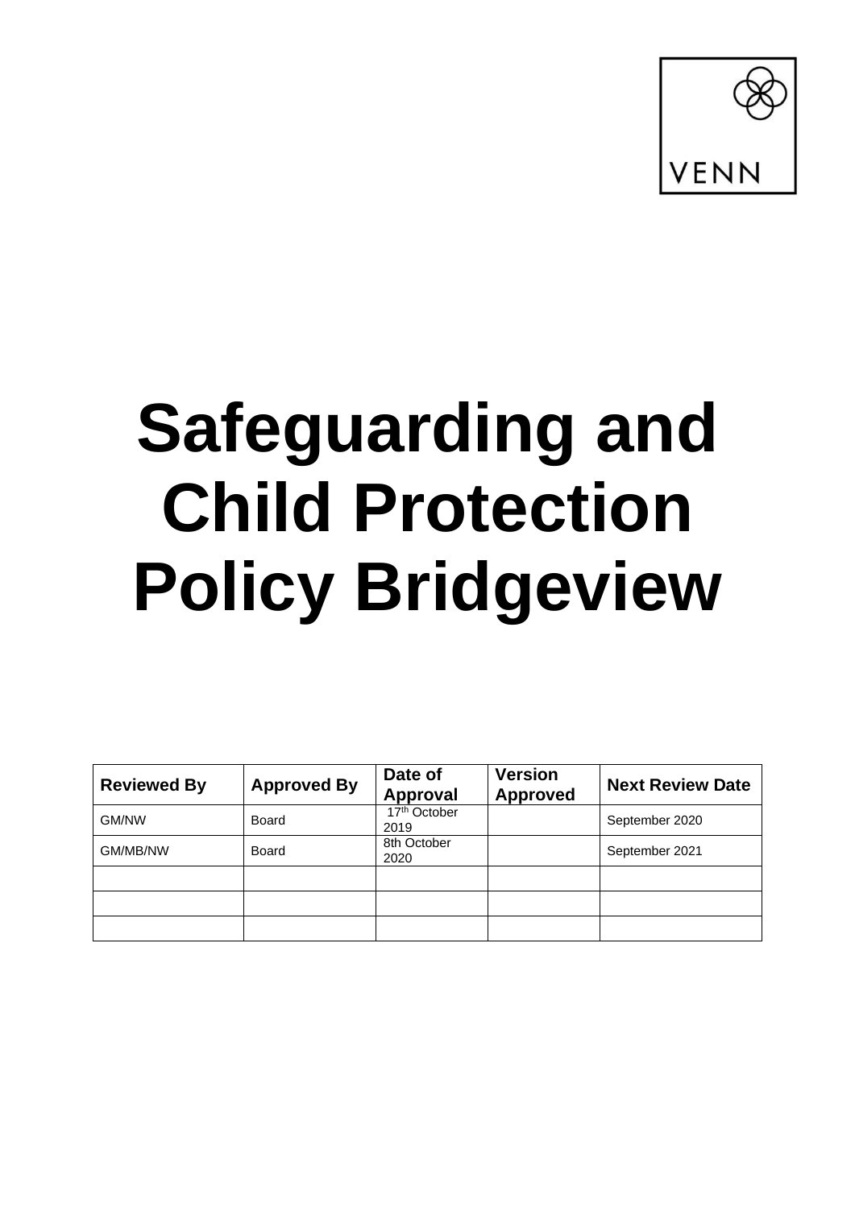VENN

# Safeguarding and Child Protection Policy Bridgeview

| Reviewed By | Approved By | Date of Approval | Version Approved | Next Review Date |
|---|---|---|---|---|
| GM/NW | Board | 17th October 2019 | | September 2020 |
| GM/MB/NW | Board | 8th October 2020 | | September 2021 |
| | | | | |
| | | | | |
| | | | | |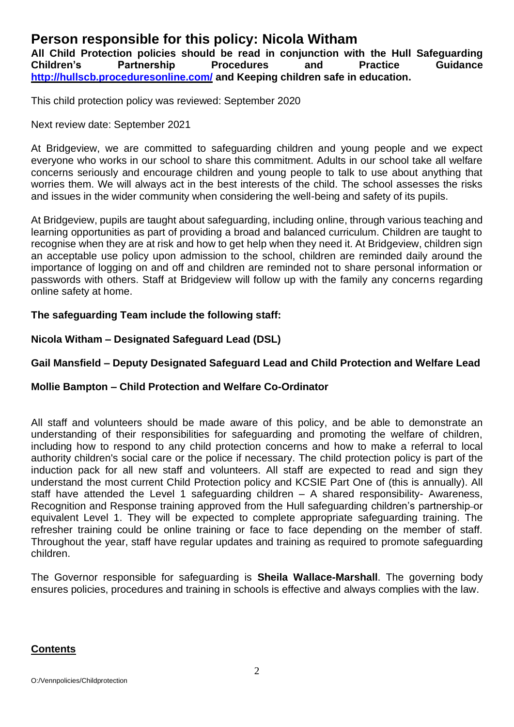# Person responsible for this policy: Nicola Witham

**All Child Protection policies should be read in conjunction with the Hull Safeguarding Children's Partnership Procedures and Practice Guidance [http://hullscb.proceduresonline.com/](http://hullscb.proceduresonline.com/) and Keeping children safe in education.**

This child protection policy was reviewed: September 2020

Next review date: September 2021

At Bridgeview, we are committed to safeguarding children and young people and we expect everyone who works in our school to share this commitment. Adults in our school take all welfare concerns seriously and encourage children and young people to talk to use about anything that worries them. We will always act in the best interests of the child. The school assesses the risks and issues in the wider community when considering the well-being and safety of its pupils.

At Bridgeview, pupils are taught about safeguarding, including online, through various teaching and learning opportunities as part of providing a broad and balanced curriculum. Children are taught to recognise when they are at risk and how to get help when they need it. At Bridgeview, children sign an acceptable use policy upon admission to the school, children are reminded daily around the importance of logging on and off and children are reminded not to share personal information or passwords with others. Staff at Bridgeview will follow up with the family any concerns regarding online safety at home.

**The safeguarding Team include the following staff:**

**Nicola Witham – Designated Safeguard Lead (DSL)**

**Gail Mansfield – Deputy Designated Safeguard Lead and Child Protection and Welfare Lead**

**Mollie Bampton – Child Protection and Welfare Co-Ordinator**

All staff and volunteers should be made aware of this policy, and be able to demonstrate an understanding of their responsibilities for safeguarding and promoting the welfare of children, including how to respond to any child protection concerns and how to make a referral to local authority children's social care or the police if necessary. The child protection policy is part of the induction pack for all new staff and volunteers. All staff are expected to read and sign they understand the most current Child Protection policy and KCSIE Part One of (this is annually). All staff have attended the Level 1 safeguarding children – A shared responsibility- Awareness, Recognition and Response training approved from the Hull safeguarding children's partnership or equivalent Level 1. They will be expected to complete appropriate safeguarding training. The refresher training could be online training or face to face depending on the member of staff. Throughout the year, staff have regular updates and training as required to promote safeguarding children.

The Governor responsible for safeguarding is **Sheila Wallace-Marshall**. The governing body ensures policies, procedures and training in schools is effective and always complies with the law.

**Contents**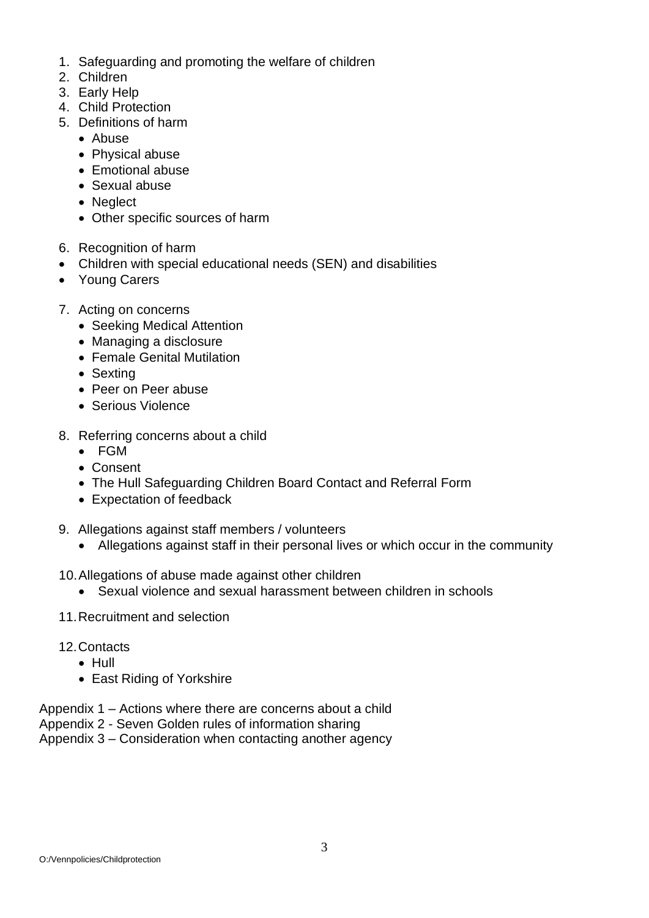1. Safeguarding and promoting the welfare of children
2. Children
3. Early Help
4. Child Protection
5. Definitions of harm
   - Abuse
   - Physical abuse
   - Emotional abuse
   - Sexual abuse
   - Neglect
   - Other specific sources of harm
6. Recognition of harm
   - Children with special educational needs (SEN) and disabilities
   - Young Carers
7. Acting on concerns
   - Seeking Medical Attention
   - Managing a disclosure
   - Female Genital Mutilation
   - Sexting
   - Peer on Peer abuse
   - Serious Violence
8. Referring concerns about a child
   - FGM
   - Consent
   - The Hull Safeguarding Children Board Contact and Referral Form
   - Expectation of feedback
9. Allegations against staff members / volunteers
   - Allegations against staff in their personal lives or which occur in the community
10. Allegations of abuse made against other children
    - Sexual violence and sexual harassment between children in schools
11. Recruitment and selection
12. Contacts
    - Hull
    - East Riding of Yorkshire

Appendix 1 – Actions where there are concerns about a child
Appendix 2 - Seven Golden rules of information sharing
Appendix 3 – Consideration when contacting another agency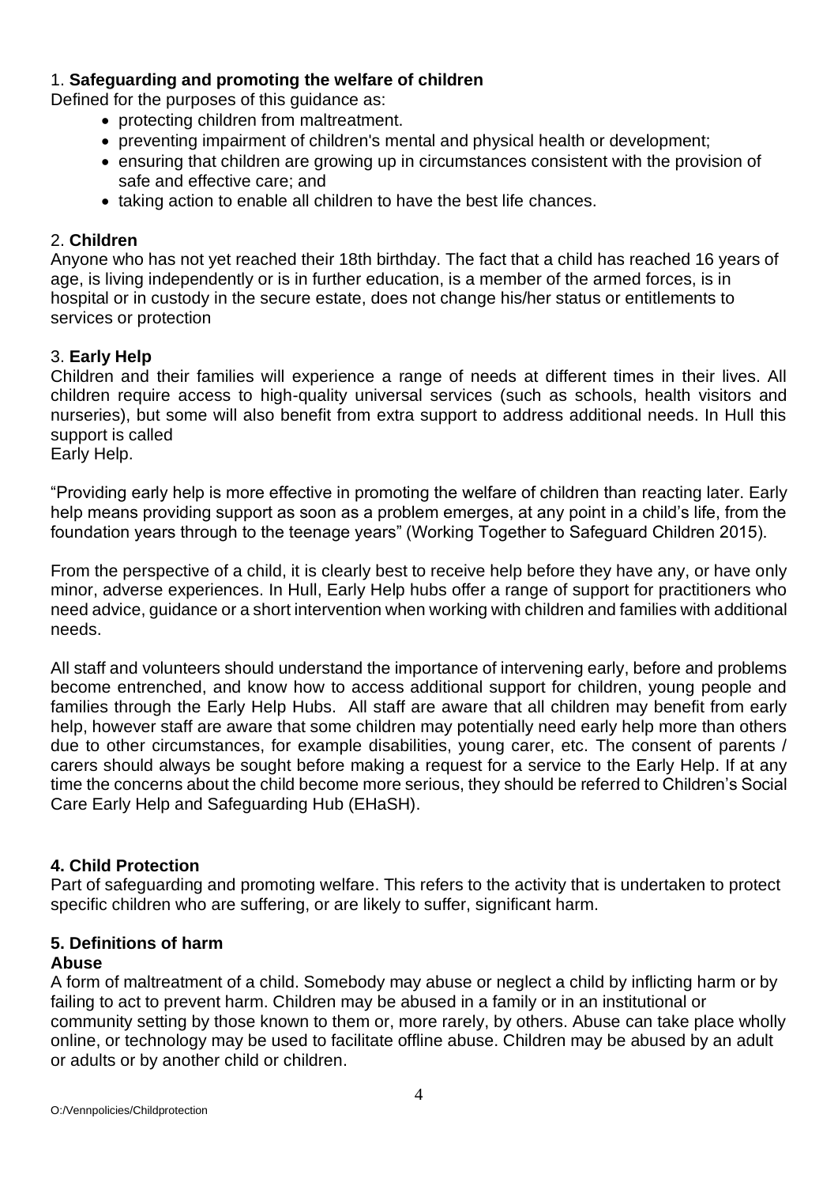1. **Safeguarding and promoting the welfare of children**

Defined for the purposes of this guidance as:

- protecting children from maltreatment.
- preventing impairment of children's mental and physical health or development;
- ensuring that children are growing up in circumstances consistent with the provision of safe and effective care; and
- taking action to enable all children to have the best life chances.

2. **Children**

Anyone who has not yet reached their 18th birthday. The fact that a child has reached 16 years of age, is living independently or is in further education, is a member of the armed forces, is in hospital or in custody in the secure estate, does not change his/her status or entitlements to services or protection

3. **Early Help**

Children and their families will experience a range of needs at different times in their lives. All children require access to high-quality universal services (such as schools, health visitors and nurseries), but some will also benefit from extra support to address additional needs. In Hull this support is called
Early Help.

"Providing early help is more effective in promoting the welfare of children than reacting later. Early help means providing support as soon as a problem emerges, at any point in a child's life, from the foundation years through to the teenage years" (Working Together to Safeguard Children 2015).

From the perspective of a child, it is clearly best to receive help before they have any, or have only minor, adverse experiences. In Hull, Early Help hubs offer a range of support for practitioners who need advice, guidance or a short intervention when working with children and families with additional needs.

All staff and volunteers should understand the importance of intervening early, before and problems become entrenched, and know how to access additional support for children, young people and families through the Early Help Hubs. All staff are aware that all children may benefit from early help, however staff are aware that some children may potentially need early help more than others due to other circumstances, for example disabilities, young carer, etc. The consent of parents / carers should always be sought before making a request for a service to the Early Help. If at any time the concerns about the child become more serious, they should be referred to Children's Social Care Early Help and Safeguarding Hub (EHaSH).

**4. Child Protection**

Part of safeguarding and promoting welfare. This refers to the activity that is undertaken to protect specific children who are suffering, or are likely to suffer, significant harm.

**5. Definitions of harm**

**Abuse**

A form of maltreatment of a child. Somebody may abuse or neglect a child by inflicting harm or by failing to act to prevent harm. Children may be abused in a family or in an institutional or community setting by those known to them or, more rarely, by others. Abuse can take place wholly online, or technology may be used to facilitate offline abuse. Children may be abused by an adult or adults or by another child or children.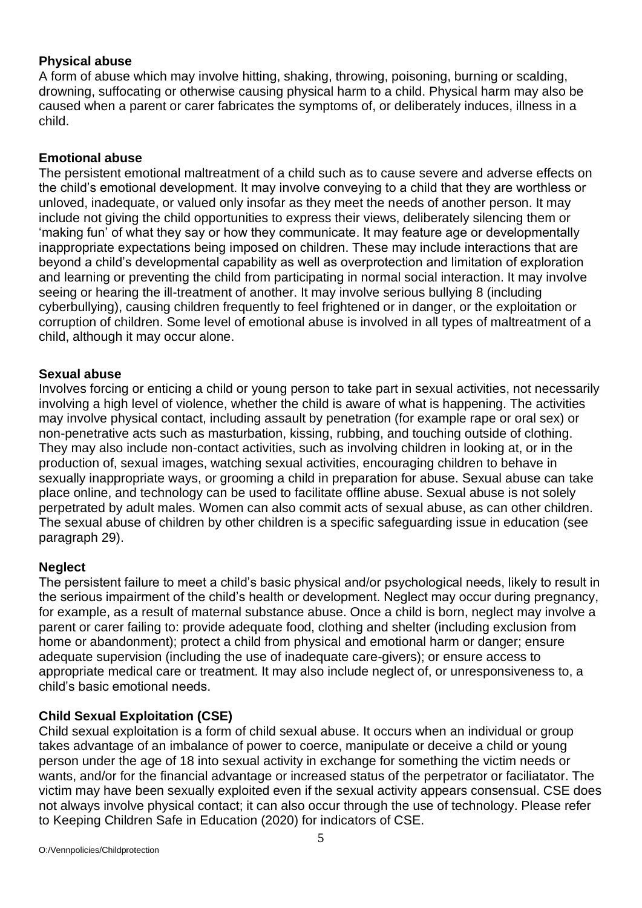**Physical abuse**

A form of abuse which may involve hitting, shaking, throwing, poisoning, burning or scalding, drowning, suffocating or otherwise causing physical harm to a child. Physical harm may also be caused when a parent or carer fabricates the symptoms of, or deliberately induces, illness in a child.

**Emotional abuse**

The persistent emotional maltreatment of a child such as to cause severe and adverse effects on the child's emotional development. It may involve conveying to a child that they are worthless or unloved, inadequate, or valued only insofar as they meet the needs of another person. It may include not giving the child opportunities to express their views, deliberately silencing them or 'making fun' of what they say or how they communicate. It may feature age or developmentally inappropriate expectations being imposed on children. These may include interactions that are beyond a child's developmental capability as well as overprotection and limitation of exploration and learning or preventing the child from participating in normal social interaction. It may involve seeing or hearing the ill-treatment of another. It may involve serious bullying 8 (including cyberbullying), causing children frequently to feel frightened or in danger, or the exploitation or corruption of children. Some level of emotional abuse is involved in all types of maltreatment of a child, although it may occur alone.

**Sexual abuse**

Involves forcing or enticing a child or young person to take part in sexual activities, not necessarily involving a high level of violence, whether the child is aware of what is happening. The activities may involve physical contact, including assault by penetration (for example rape or oral sex) or non-penetrative acts such as masturbation, kissing, rubbing, and touching outside of clothing. They may also include non-contact activities, such as involving children in looking at, or in the production of, sexual images, watching sexual activities, encouraging children to behave in sexually inappropriate ways, or grooming a child in preparation for abuse. Sexual abuse can take place online, and technology can be used to facilitate offline abuse. Sexual abuse is not solely perpetrated by adult males. Women can also commit acts of sexual abuse, as can other children. The sexual abuse of children by other children is a specific safeguarding issue in education (see paragraph 29).

**Neglect**

The persistent failure to meet a child's basic physical and/or psychological needs, likely to result in the serious impairment of the child's health or development. Neglect may occur during pregnancy, for example, as a result of maternal substance abuse. Once a child is born, neglect may involve a parent or carer failing to: provide adequate food, clothing and shelter (including exclusion from home or abandonment); protect a child from physical and emotional harm or danger; ensure adequate supervision (including the use of inadequate care-givers); or ensure access to appropriate medical care or treatment. It may also include neglect of, or unresponsiveness to, a child's basic emotional needs.

**Child Sexual Exploitation (CSE)**

Child sexual exploitation is a form of child sexual abuse. It occurs when an individual or group takes advantage of an imbalance of power to coerce, manipulate or deceive a child or young person under the age of 18 into sexual activity in exchange for something the victim needs or wants, and/or for the financial advantage or increased status of the perpetrator or faciliatator. The victim may have been sexually exploited even if the sexual activity appears consensual. CSE does not always involve physical contact; it can also occur through the use of technology. Please refer to Keeping Children Safe in Education (2020) for indicators of CSE.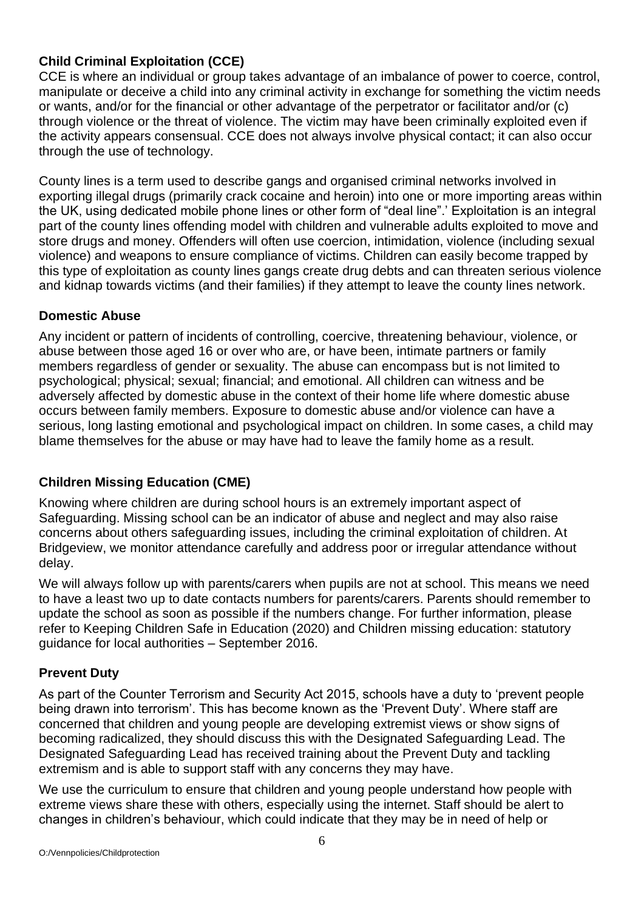### Child Criminal Exploitation (CCE)

CCE is where an individual or group takes advantage of an imbalance of power to coerce, control, manipulate or deceive a child into any criminal activity in exchange for something the victim needs or wants, and/or for the financial or other advantage of the perpetrator or facilitator and/or (c) through violence or the threat of violence. The victim may have been criminally exploited even if the activity appears consensual. CCE does not always involve physical contact; it can also occur through the use of technology.

County lines is a term used to describe gangs and organised criminal networks involved in exporting illegal drugs (primarily crack cocaine and heroin) into one or more importing areas within the UK, using dedicated mobile phone lines or other form of "deal line".' Exploitation is an integral part of the county lines offending model with children and vulnerable adults exploited to move and store drugs and money. Offenders will often use coercion, intimidation, violence (including sexual violence) and weapons to ensure compliance of victims. Children can easily become trapped by this type of exploitation as county lines gangs create drug debts and can threaten serious violence and kidnap towards victims (and their families) if they attempt to leave the county lines network.

### Domestic Abuse

Any incident or pattern of incidents of controlling, coercive, threatening behaviour, violence, or abuse between those aged 16 or over who are, or have been, intimate partners or family members regardless of gender or sexuality. The abuse can encompass but is not limited to psychological; physical; sexual; financial; and emotional. All children can witness and be adversely affected by domestic abuse in the context of their home life where domestic abuse occurs between family members. Exposure to domestic abuse and/or violence can have a serious, long lasting emotional and psychological impact on children. In some cases, a child may blame themselves for the abuse or may have had to leave the family home as a result.

### Children Missing Education (CME)

Knowing where children are during school hours is an extremely important aspect of Safeguarding. Missing school can be an indicator of abuse and neglect and may also raise concerns about others safeguarding issues, including the criminal exploitation of children. At Bridgeview, we monitor attendance carefully and address poor or irregular attendance without delay.

We will always follow up with parents/carers when pupils are not at school. This means we need to have a least two up to date contacts numbers for parents/carers. Parents should remember to update the school as soon as possible if the numbers change. For further information, please refer to Keeping Children Safe in Education (2020) and Children missing education: statutory guidance for local authorities – September 2016.

### Prevent Duty

As part of the Counter Terrorism and Security Act 2015, schools have a duty to 'prevent people being drawn into terrorism'. This has become known as the 'Prevent Duty'. Where staff are concerned that children and young people are developing extremist views or show signs of becoming radicalized, they should discuss this with the Designated Safeguarding Lead. The Designated Safeguarding Lead has received training about the Prevent Duty and tackling extremism and is able to support staff with any concerns they may have.

We use the curriculum to ensure that children and young people understand how people with extreme views share these with others, especially using the internet. Staff should be alert to changes in children's behaviour, which could indicate that they may be in need of help or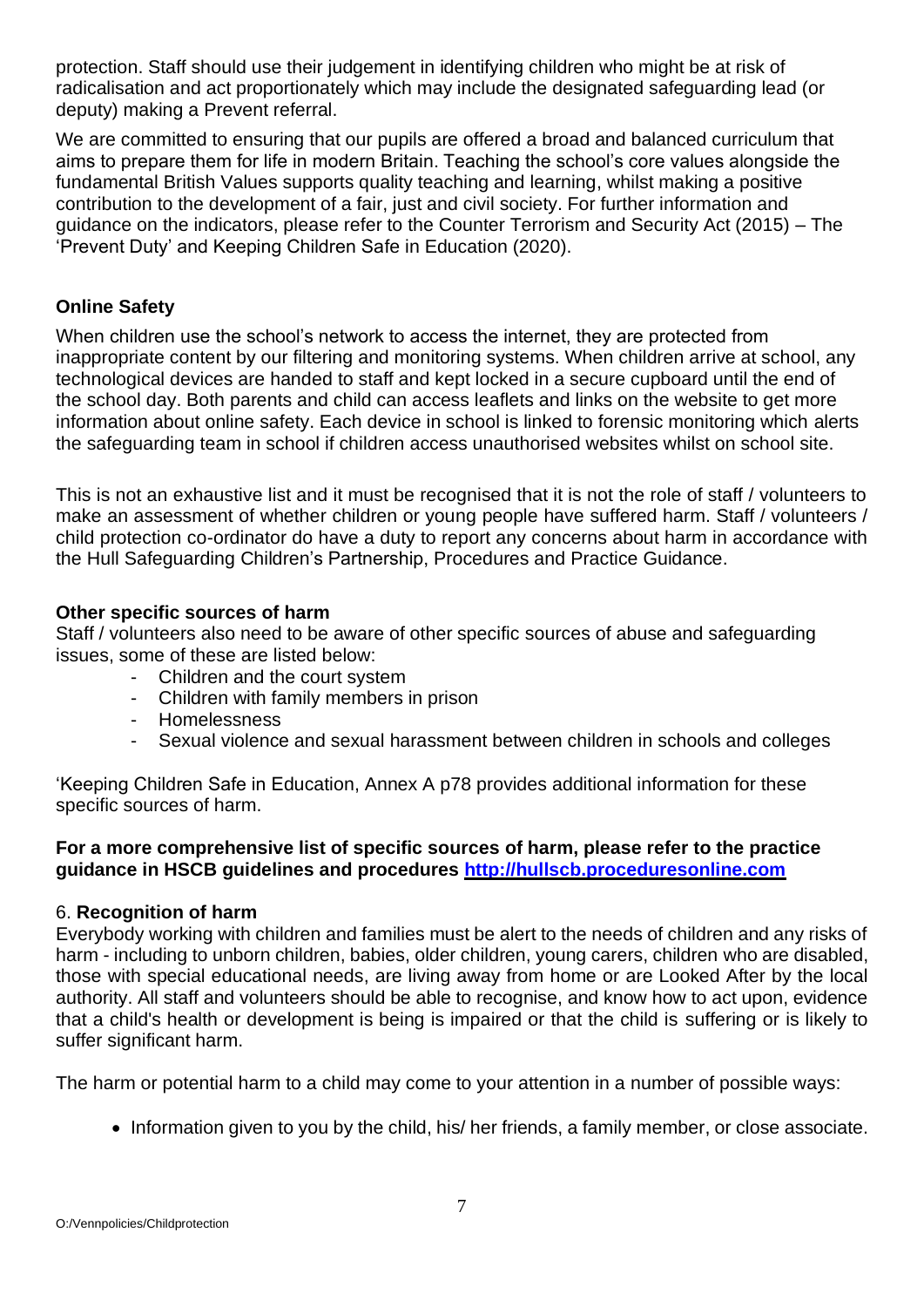protection. Staff should use their judgement in identifying children who might be at risk of radicalisation and act proportionately which may include the designated safeguarding lead (or deputy) making a Prevent referral.

We are committed to ensuring that our pupils are offered a broad and balanced curriculum that aims to prepare them for life in modern Britain. Teaching the school's core values alongside the fundamental British Values supports quality teaching and learning, whilst making a positive contribution to the development of a fair, just and civil society. For further information and guidance on the indicators, please refer to the Counter Terrorism and Security Act (2015) – The 'Prevent Duty' and Keeping Children Safe in Education (2020).

**Online Safety**

When children use the school's network to access the internet, they are protected from inappropriate content by our filtering and monitoring systems. When children arrive at school, any technological devices are handed to staff and kept locked in a secure cupboard until the end of the school day. Both parents and child can access leaflets and links on the website to get more information about online safety. Each device in school is linked to forensic monitoring which alerts the safeguarding team in school if children access unauthorised websites whilst on school site.

This is not an exhaustive list and it must be recognised that it is not the role of staff / volunteers to make an assessment of whether children or young people have suffered harm. Staff / volunteers / child protection co-ordinator do have a duty to report any concerns about harm in accordance with the Hull Safeguarding Children's Partnership, Procedures and Practice Guidance.

**Other specific sources of harm**

Staff / volunteers also need to be aware of other specific sources of abuse and safeguarding issues, some of these are listed below:

- Children and the court system
- Children with family members in prison
- Homelessness
- Sexual violence and sexual harassment between children in schools and colleges

'Keeping Children Safe in Education, Annex A p78 provides additional information for these specific sources of harm.

**For a more comprehensive list of specific sources of harm, please refer to the practice guidance in HSCB guidelines and procedures [http://hullscb.proceduresonline.com](http://hullscb.proceduresonline.com)**

6. **Recognition of harm**

Everybody working with children and families must be alert to the needs of children and any risks of harm - including to unborn children, babies, older children, young carers, children who are disabled, those with special educational needs, are living away from home or are Looked After by the local authority. All staff and volunteers should be able to recognise, and know how to act upon, evidence that a child's health or development is being is impaired or that the child is suffering or is likely to suffer significant harm.

The harm or potential harm to a child may come to your attention in a number of possible ways:

- Information given to you by the child, his/ her friends, a family member, or close associate.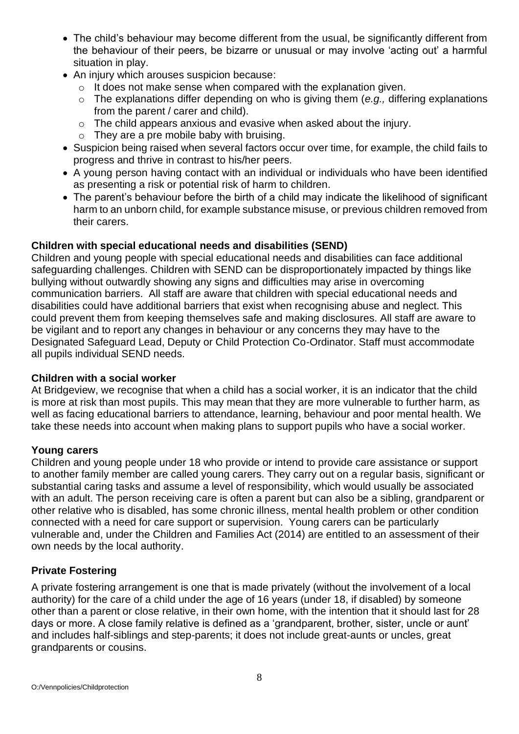- The child's behaviour may become different from the usual, be significantly different from the behaviour of their peers, be bizarre or unusual or may involve 'acting out' a harmful situation in play.
- An injury which arouses suspicion because:
  - It does not make sense when compared with the explanation given.
  - The explanations differ depending on who is giving them (*e.g.,* differing explanations from the parent / carer and child).
  - The child appears anxious and evasive when asked about the injury.
  - They are a pre mobile baby with bruising.
- Suspicion being raised when several factors occur over time, for example, the child fails to progress and thrive in contrast to his/her peers.
- A young person having contact with an individual or individuals who have been identified as presenting a risk or potential risk of harm to children.
- The parent's behaviour before the birth of a child may indicate the likelihood of significant harm to an unborn child, for example substance misuse, or previous children removed from their carers.

**Children with special educational needs and disabilities (SEND)**

Children and young people with special educational needs and disabilities can face additional safeguarding challenges. Children with SEND can be disproportionately impacted by things like bullying without outwardly showing any signs and difficulties may arise in overcoming communication barriers. All staff are aware that children with special educational needs and disabilities could have additional barriers that exist when recognising abuse and neglect. This could prevent them from keeping themselves safe and making disclosures. All staff are aware to be vigilant and to report any changes in behaviour or any concerns they may have to the Designated Safeguard Lead, Deputy or Child Protection Co-Ordinator. Staff must accommodate all pupils individual SEND needs.

**Children with a social worker**

At Bridgeview, we recognise that when a child has a social worker, it is an indicator that the child is more at risk than most pupils. This may mean that they are more vulnerable to further harm, as well as facing educational barriers to attendance, learning, behaviour and poor mental health. We take these needs into account when making plans to support pupils who have a social worker.

**Young carers**

Children and young people under 18 who provide or intend to provide care assistance or support to another family member are called young carers. They carry out on a regular basis, significant or substantial caring tasks and assume a level of responsibility, which would usually be associated with an adult. The person receiving care is often a parent but can also be a sibling, grandparent or other relative who is disabled, has some chronic illness, mental health problem or other condition connected with a need for care support or supervision. Young carers can be particularly vulnerable and, under the Children and Families Act (2014) are entitled to an assessment of their own needs by the local authority.

**Private Fostering**

A private fostering arrangement is one that is made privately (without the involvement of a local authority) for the care of a child under the age of 16 years (under 18, if disabled) by someone other than a parent or close relative, in their own home, with the intention that it should last for 28 days or more. A close family relative is defined as a 'grandparent, brother, sister, uncle or aunt' and includes half-siblings and step-parents; it does not include great-aunts or uncles, great grandparents or cousins.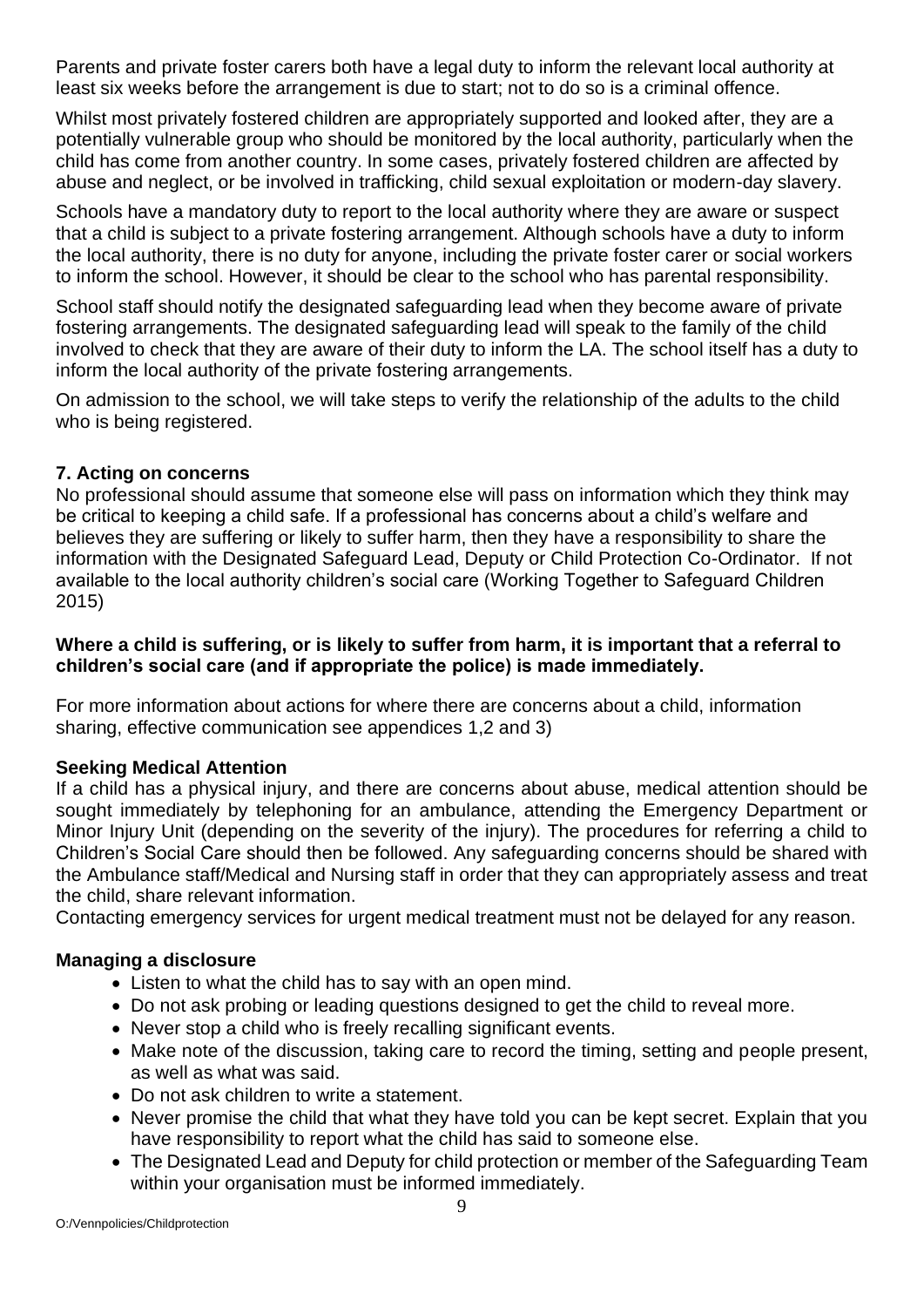Parents and private foster carers both have a legal duty to inform the relevant local authority at least six weeks before the arrangement is due to start; not to do so is a criminal offence.

Whilst most privately fostered children are appropriately supported and looked after, they are a potentially vulnerable group who should be monitored by the local authority, particularly when the child has come from another country. In some cases, privately fostered children are affected by abuse and neglect, or be involved in trafficking, child sexual exploitation or modern-day slavery.

Schools have a mandatory duty to report to the local authority where they are aware or suspect that a child is subject to a private fostering arrangement. Although schools have a duty to inform the local authority, there is no duty for anyone, including the private foster carer or social workers to inform the school. However, it should be clear to the school who has parental responsibility.

School staff should notify the designated safeguarding lead when they become aware of private fostering arrangements. The designated safeguarding lead will speak to the family of the child involved to check that they are aware of their duty to inform the LA. The school itself has a duty to inform the local authority of the private fostering arrangements.

On admission to the school, we will take steps to verify the relationship of the adults to the child who is being registered.

## 7. Acting on concerns

No professional should assume that someone else will pass on information which they think may be critical to keeping a child safe. If a professional has concerns about a child's welfare and believes they are suffering or likely to suffer harm, then they have a responsibility to share the information with the Designated Safeguard Lead, Deputy or Child Protection Co-Ordinator. If not available to the local authority children's social care (Working Together to Safeguard Children 2015)

**Where a child is suffering, or is likely to suffer from harm, it is important that a referral to children's social care (and if appropriate the police) is made immediately.**

For more information about actions for where there are concerns about a child, information sharing, effective communication see appendices 1,2 and 3)

### Seeking Medical Attention

If a child has a physical injury, and there are concerns about abuse, medical attention should be sought immediately by telephoning for an ambulance, attending the Emergency Department or Minor Injury Unit (depending on the severity of the injury). The procedures for referring a child to Children's Social Care should then be followed. Any safeguarding concerns should be shared with the Ambulance staff/Medical and Nursing staff in order that they can appropriately assess and treat the child, share relevant information.

Contacting emergency services for urgent medical treatment must not be delayed for any reason.

### Managing a disclosure

- Listen to what the child has to say with an open mind.
- Do not ask probing or leading questions designed to get the child to reveal more.
- Never stop a child who is freely recalling significant events.
- Make note of the discussion, taking care to record the timing, setting and people present, as well as what was said.
- Do not ask children to write a statement.
- Never promise the child that what they have told you can be kept secret. Explain that you have responsibility to report what the child has said to someone else.
- The Designated Lead and Deputy for child protection or member of the Safeguarding Team within your organisation must be informed immediately.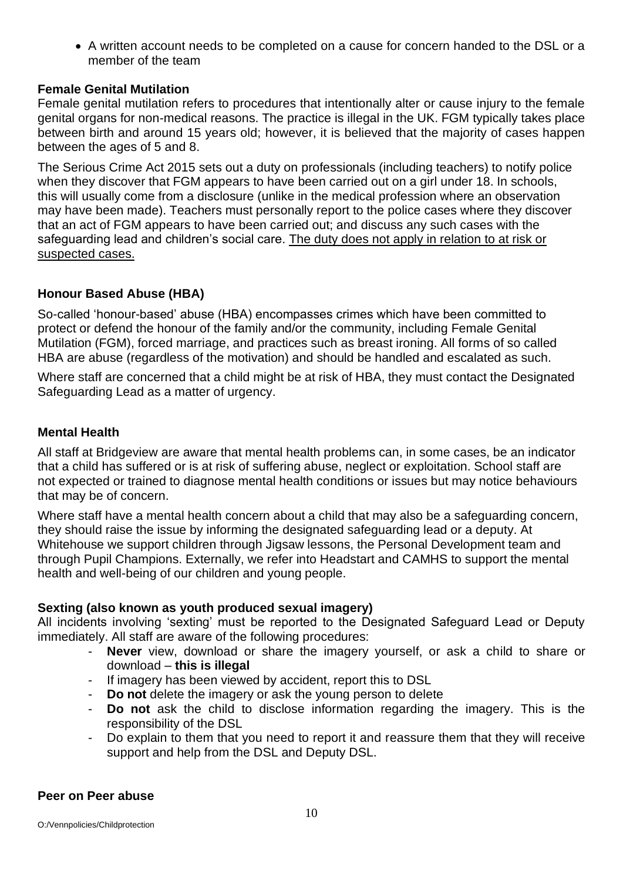- A written account needs to be completed on a cause for concern handed to the DSL or a member of the team

**Female Genital Mutilation**

Female genital mutilation refers to procedures that intentionally alter or cause injury to the female genital organs for non-medical reasons. The practice is illegal in the UK. FGM typically takes place between birth and around 15 years old; however, it is believed that the majority of cases happen between the ages of 5 and 8.

The Serious Crime Act 2015 sets out a duty on professionals (including teachers) to notify police when they discover that FGM appears to have been carried out on a girl under 18. In schools, this will usually come from a disclosure (unlike in the medical profession where an observation may have been made). Teachers must personally report to the police cases where they discover that an act of FGM appears to have been carried out; and discuss any such cases with the safeguarding lead and children's social care. The duty does not apply in relation to at risk or suspected cases.

**Honour Based Abuse (HBA)**

So-called 'honour-based' abuse (HBA) encompasses crimes which have been committed to protect or defend the honour of the family and/or the community, including Female Genital Mutilation (FGM), forced marriage, and practices such as breast ironing. All forms of so called HBA are abuse (regardless of the motivation) and should be handled and escalated as such.

Where staff are concerned that a child might be at risk of HBA, they must contact the Designated Safeguarding Lead as a matter of urgency.

**Mental Health**

All staff at Bridgeview are aware that mental health problems can, in some cases, be an indicator that a child has suffered or is at risk of suffering abuse, neglect or exploitation. School staff are not expected or trained to diagnose mental health conditions or issues but may notice behaviours that may be of concern.

Where staff have a mental health concern about a child that may also be a safeguarding concern, they should raise the issue by informing the designated safeguarding lead or a deputy. At Whitehouse we support children through Jigsaw lessons, the Personal Development team and through Pupil Champions. Externally, we refer into Headstart and CAMHS to support the mental health and well-being of our children and young people.

**Sexting (also known as youth produced sexual imagery)**

All incidents involving 'sexting' must be reported to the Designated Safeguard Lead or Deputy immediately. All staff are aware of the following procedures:

- **Never** view, download or share the imagery yourself, or ask a child to share or download – **this is illegal**
- If imagery has been viewed by accident, report this to DSL
- **Do not** delete the imagery or ask the young person to delete
- **Do not** ask the child to disclose information regarding the imagery. This is the responsibility of the DSL
- Do explain to them that you need to report it and reassure them that they will receive support and help from the DSL and Deputy DSL.

**Peer on Peer abuse**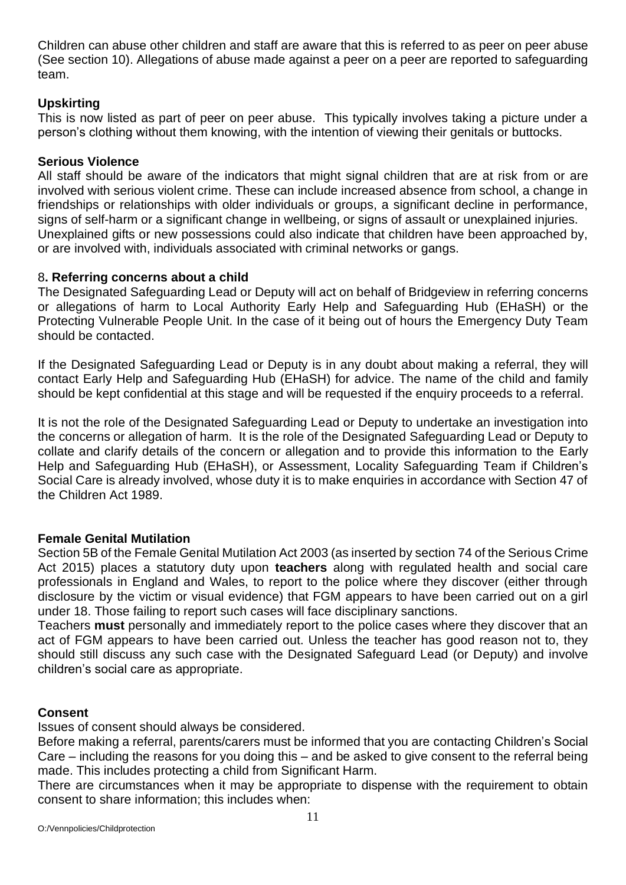Children can abuse other children and staff are aware that this is referred to as peer on peer abuse (See section 10). Allegations of abuse made against a peer on a peer are reported to safeguarding team.

**Upskirting**

This is now listed as part of peer on peer abuse. This typically involves taking a picture under a person's clothing without them knowing, with the intention of viewing their genitals or buttocks.

**Serious Violence**

All staff should be aware of the indicators that might signal children that are at risk from or are involved with serious violent crime. These can include increased absence from school, a change in friendships or relationships with older individuals or groups, a significant decline in performance, signs of self-harm or a significant change in wellbeing, or signs of assault or unexplained injuries. Unexplained gifts or new possessions could also indicate that children have been approached by, or are involved with, individuals associated with criminal networks or gangs.

## 8**. Referring concerns about a child**

The Designated Safeguarding Lead or Deputy will act on behalf of Bridgeview in referring concerns or allegations of harm to Local Authority Early Help and Safeguarding Hub (EHaSH) or the Protecting Vulnerable People Unit. In the case of it being out of hours the Emergency Duty Team should be contacted.

If the Designated Safeguarding Lead or Deputy is in any doubt about making a referral, they will contact Early Help and Safeguarding Hub (EHaSH) for advice. The name of the child and family should be kept confidential at this stage and will be requested if the enquiry proceeds to a referral.

It is not the role of the Designated Safeguarding Lead or Deputy to undertake an investigation into the concerns or allegation of harm. It is the role of the Designated Safeguarding Lead or Deputy to collate and clarify details of the concern or allegation and to provide this information to the Early Help and Safeguarding Hub (EHaSH), or Assessment, Locality Safeguarding Team if Children's Social Care is already involved, whose duty it is to make enquiries in accordance with Section 47 of the Children Act 1989.

**Female Genital Mutilation**

Section 5B of the Female Genital Mutilation Act 2003 (as inserted by section 74 of the Serious Crime Act 2015) places a statutory duty upon **teachers** along with regulated health and social care professionals in England and Wales, to report to the police where they discover (either through disclosure by the victim or visual evidence) that FGM appears to have been carried out on a girl under 18. Those failing to report such cases will face disciplinary sanctions.

Teachers **must** personally and immediately report to the police cases where they discover that an act of FGM appears to have been carried out. Unless the teacher has good reason not to, they should still discuss any such case with the Designated Safeguard Lead (or Deputy) and involve children's social care as appropriate.

**Consent**

Issues of consent should always be considered.

Before making a referral, parents/carers must be informed that you are contacting Children's Social Care – including the reasons for you doing this – and be asked to give consent to the referral being made. This includes protecting a child from Significant Harm.

There are circumstances when it may be appropriate to dispense with the requirement to obtain consent to share information; this includes when: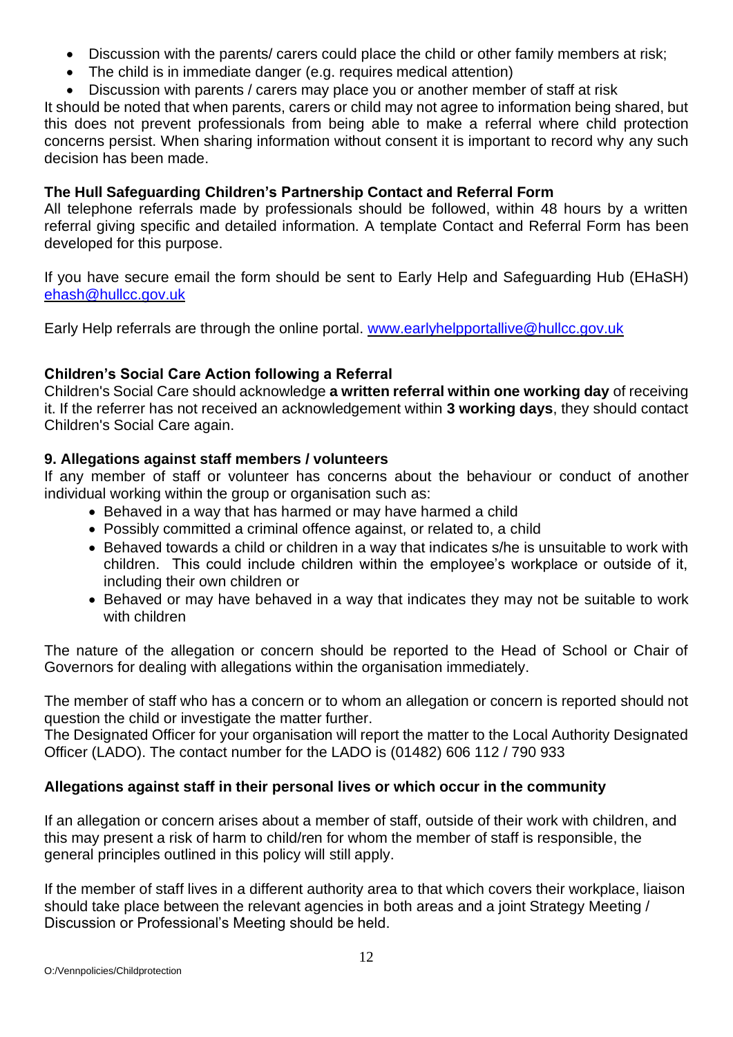- Discussion with the parents/ carers could place the child or other family members at risk;
- The child is in immediate danger (e.g. requires medical attention)
- Discussion with parents / carers may place you or another member of staff at risk

It should be noted that when parents, carers or child may not agree to information being shared, but this does not prevent professionals from being able to make a referral where child protection concerns persist. When sharing information without consent it is important to record why any such decision has been made.

**The Hull Safeguarding Children's Partnership Contact and Referral Form**

All telephone referrals made by professionals should be followed, within 48 hours by a written referral giving specific and detailed information. A template Contact and Referral Form has been developed for this purpose.

If you have secure email the form should be sent to Early Help and Safeguarding Hub (EHaSH) ehash@hullcc.gov.uk

Early Help referrals are through the online portal. www.earlyhelpportallive@hullcc.gov.uk

**Children's Social Care Action following a Referral**

Children's Social Care should acknowledge **a written referral within one working day** of receiving it. If the referrer has not received an acknowledgement within **3 working days**, they should contact Children's Social Care again.

**9. Allegations against staff members / volunteers**

If any member of staff or volunteer has concerns about the behaviour or conduct of another individual working within the group or organisation such as:

- Behaved in a way that has harmed or may have harmed a child
- Possibly committed a criminal offence against, or related to, a child
- Behaved towards a child or children in a way that indicates s/he is unsuitable to work with children. This could include children within the employee's workplace or outside of it, including their own children or
- Behaved or may have behaved in a way that indicates they may not be suitable to work with children

The nature of the allegation or concern should be reported to the Head of School or Chair of Governors for dealing with allegations within the organisation immediately.

The member of staff who has a concern or to whom an allegation or concern is reported should not question the child or investigate the matter further.

The Designated Officer for your organisation will report the matter to the Local Authority Designated Officer (LADO). The contact number for the LADO is (01482) 606 112 / 790 933

**Allegations against staff in their personal lives or which occur in the community**

If an allegation or concern arises about a member of staff, outside of their work with children, and this may present a risk of harm to child/ren for whom the member of staff is responsible, the general principles outlined in this policy will still apply.

If the member of staff lives in a different authority area to that which covers their workplace, liaison should take place between the relevant agencies in both areas and a joint Strategy Meeting / Discussion or Professional's Meeting should be held.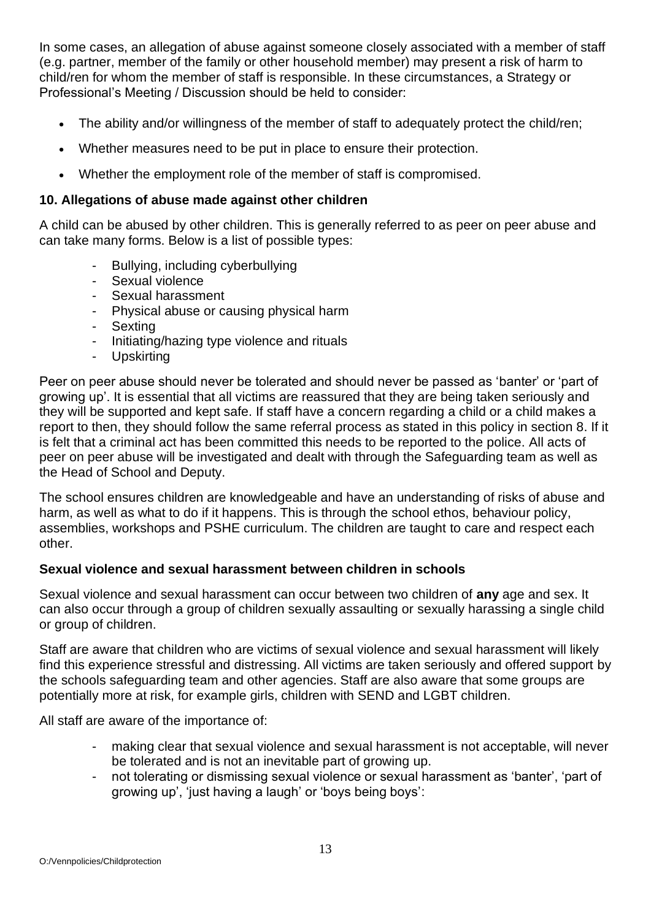In some cases, an allegation of abuse against someone closely associated with a member of staff (e.g. partner, member of the family or other household member) may present a risk of harm to child/ren for whom the member of staff is responsible. In these circumstances, a Strategy or Professional's Meeting / Discussion should be held to consider:

- The ability and/or willingness of the member of staff to adequately protect the child/ren;
- Whether measures need to be put in place to ensure their protection.
- Whether the employment role of the member of staff is compromised.

## 10. Allegations of abuse made against other children

A child can be abused by other children. This is generally referred to as peer on peer abuse and can take many forms. Below is a list of possible types:

- Bullying, including cyberbullying
- Sexual violence
- Sexual harassment
- Physical abuse or causing physical harm
- Sexting
- Initiating/hazing type violence and rituals
- Upskirting

Peer on peer abuse should never be tolerated and should never be passed as 'banter' or 'part of growing up'. It is essential that all victims are reassured that they are being taken seriously and they will be supported and kept safe. If staff have a concern regarding a child or a child makes a report to then, they should follow the same referral process as stated in this policy in section 8. If it is felt that a criminal act has been committed this needs to be reported to the police. All acts of peer on peer abuse will be investigated and dealt with through the Safeguarding team as well as the Head of School and Deputy.

The school ensures children are knowledgeable and have an understanding of risks of abuse and harm, as well as what to do if it happens. This is through the school ethos, behaviour policy, assemblies, workshops and PSHE curriculum. The children are taught to care and respect each other.

### Sexual violence and sexual harassment between children in schools

Sexual violence and sexual harassment can occur between two children of **any** age and sex. It can also occur through a group of children sexually assaulting or sexually harassing a single child or group of children.

Staff are aware that children who are victims of sexual violence and sexual harassment will likely find this experience stressful and distressing. All victims are taken seriously and offered support by the schools safeguarding team and other agencies. Staff are also aware that some groups are potentially more at risk, for example girls, children with SEND and LGBT children.

All staff are aware of the importance of:

- making clear that sexual violence and sexual harassment is not acceptable, will never be tolerated and is not an inevitable part of growing up.
- not tolerating or dismissing sexual violence or sexual harassment as 'banter', 'part of growing up', 'just having a laugh' or 'boys being boys':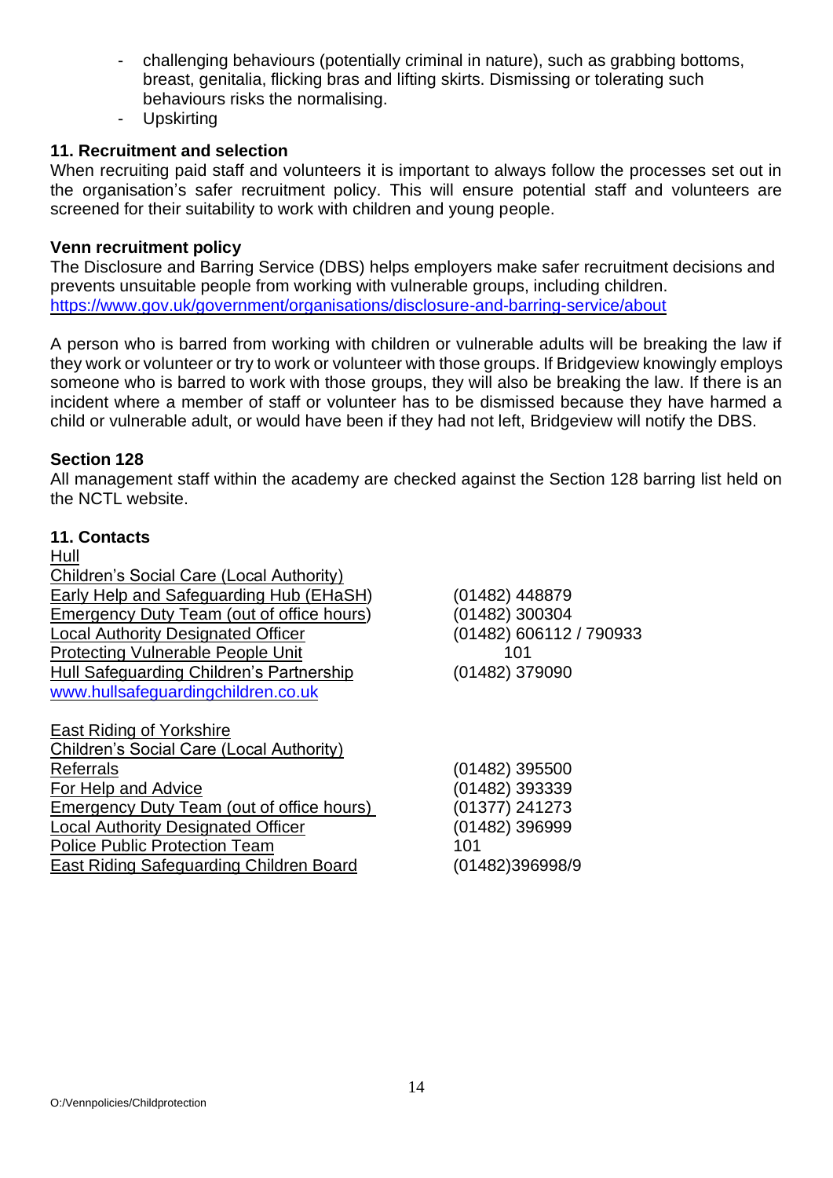- challenging behaviours (potentially criminal in nature), such as grabbing bottoms, breast, genitalia, flicking bras and lifting skirts. Dismissing or tolerating such behaviours risks the normalising.
- Upskirting

**11. Recruitment and selection**

When recruiting paid staff and volunteers it is important to always follow the processes set out in the organisation's safer recruitment policy. This will ensure potential staff and volunteers are screened for their suitability to work with children and young people.

**Venn recruitment policy**

The Disclosure and Barring Service (DBS) helps employers make safer recruitment decisions and prevents unsuitable people from working with vulnerable groups, including children.
https://www.gov.uk/government/organisations/disclosure-and-barring-service/about

A person who is barred from working with children or vulnerable adults will be breaking the law if they work or volunteer or try to work or volunteer with those groups. If Bridgeview knowingly employs someone who is barred to work with those groups, they will also be breaking the law. If there is an incident where a member of staff or volunteer has to be dismissed because they have harmed a child or vulnerable adult, or would have been if they had not left, Bridgeview will notify the DBS.

**Section 128**

All management staff within the academy are checked against the Section 128 barring list held on the NCTL website.

**11. Contacts**

Hull
Children's Social Care (Local Authority)

| | |
|---|---|
| Early Help and Safeguarding Hub (EHaSH) | (01482) 448879 |
| Emergency Duty Team (out of office hours) | (01482) 300304 |
| Local Authority Designated Officer | (01482) 606112 / 790933 |
| Protecting Vulnerable People Unit | 101 |
| Hull Safeguarding Children's Partnership | (01482) 379090 |

www.hullsafeguardingchildren.co.uk

East Riding of Yorkshire
Children's Social Care (Local Authority)

| | |
|---|---|
| Referrals | (01482) 395500 |
| For Help and Advice | (01482) 393339 |
| Emergency Duty Team (out of office hours) | (01377) 241273 |
| Local Authority Designated Officer | (01482) 396999 |
| Police Public Protection Team | 101 |
| East Riding Safeguarding Children Board | (01482)396998/9 |

O:/Vennpolicies/Childprotection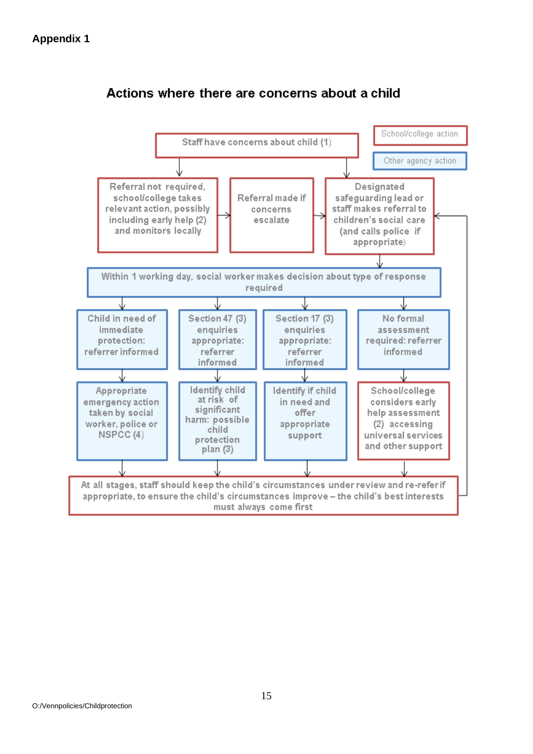**Appendix 1**

## Actions where there are concerns about a child

School/college action

Other agency action

Staff have concerns about child (1)

Referral not required, school/college takes relevant action, possibly including early help (2) and monitors locally

Referral made if concerns escalate

Designated safeguarding lead or staff makes referral to children's social care (and calls police if appropriate)

Within 1 working day, social worker makes decision about type of response required

Child in need of immediate protection: referrer informed

Section 47 (3) enquiries appropriate: referrer informed

Section 17 (3) enquiries appropriate: referrer informed

No formal assessment required: referrer informed

Appropriate emergency action taken by social worker, police or NSPCC (4)

Identify child at risk of significant harm: possible child protection plan (3)

Identify if child in need and offer appropriate support

School/college considers early help assessment (2) accessing universal services and other support

At all stages, staff should keep the child's circumstances under review and re-refer if appropriate, to ensure the child's circumstances improve – the child's best interests must always come first

O:/Vennpolicies/Childprotection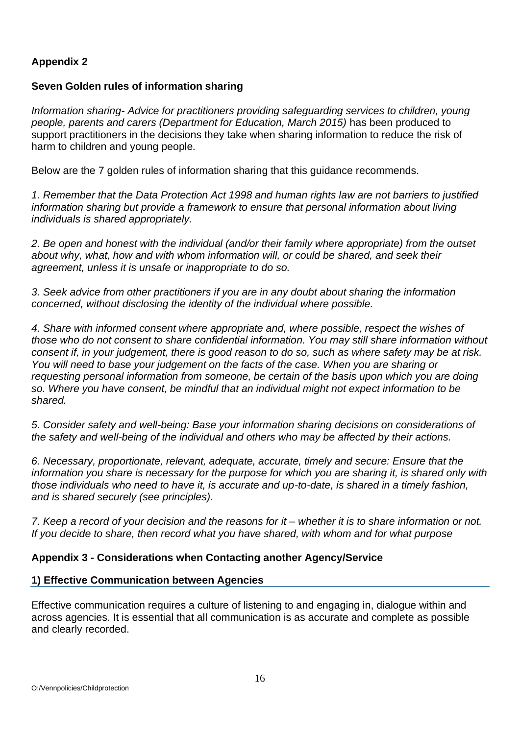## Appendix 2

### Seven Golden rules of information sharing

*Information sharing- Advice for practitioners providing safeguarding services to children, young people, parents and carers (Department for Education, March 2015)* has been produced to support practitioners in the decisions they take when sharing information to reduce the risk of harm to children and young people.

Below are the 7 golden rules of information sharing that this guidance recommends.

*1. Remember that the Data Protection Act 1998 and human rights law are not barriers to justified information sharing but provide a framework to ensure that personal information about living individuals is shared appropriately.*

*2. Be open and honest with the individual (and/or their family where appropriate) from the outset about why, what, how and with whom information will, or could be shared, and seek their agreement, unless it is unsafe or inappropriate to do so.*

*3. Seek advice from other practitioners if you are in any doubt about sharing the information concerned, without disclosing the identity of the individual where possible.*

*4. Share with informed consent where appropriate and, where possible, respect the wishes of those who do not consent to share confidential information. You may still share information without consent if, in your judgement, there is good reason to do so, such as where safety may be at risk. You will need to base your judgement on the facts of the case. When you are sharing or requesting personal information from someone, be certain of the basis upon which you are doing so. Where you have consent, be mindful that an individual might not expect information to be shared.*

*5. Consider safety and well-being: Base your information sharing decisions on considerations of the safety and well-being of the individual and others who may be affected by their actions.*

*6. Necessary, proportionate, relevant, adequate, accurate, timely and secure: Ensure that the information you share is necessary for the purpose for which you are sharing it, is shared only with those individuals who need to have it, is accurate and up-to-date, is shared in a timely fashion, and is shared securely (see principles).*

*7. Keep a record of your decision and the reasons for it – whether it is to share information or not. If you decide to share, then record what you have shared, with whom and for what purpose*

## Appendix 3 - Considerations when Contacting another Agency/Service

### 1) Effective Communication between Agencies

Effective communication requires a culture of listening to and engaging in, dialogue within and across agencies. It is essential that all communication is as accurate and complete as possible and clearly recorded.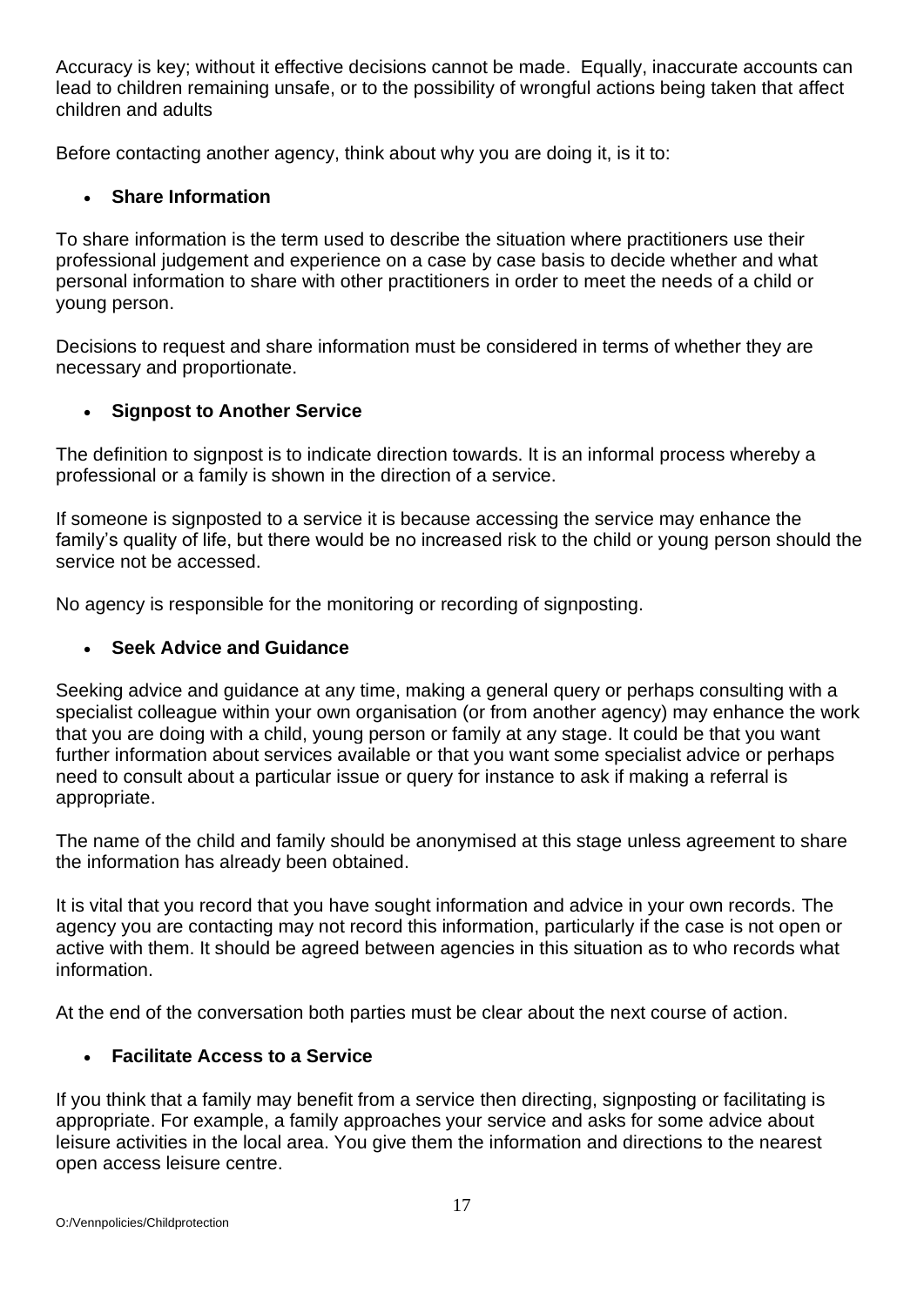Accuracy is key; without it effective decisions cannot be made. Equally, inaccurate accounts can lead to children remaining unsafe, or to the possibility of wrongful actions being taken that affect children and adults

Before contacting another agency, think about why you are doing it, is it to:

- **Share Information**

To share information is the term used to describe the situation where practitioners use their professional judgement and experience on a case by case basis to decide whether and what personal information to share with other practitioners in order to meet the needs of a child or young person.

Decisions to request and share information must be considered in terms of whether they are necessary and proportionate.

- **Signpost to Another Service**

The definition to signpost is to indicate direction towards. It is an informal process whereby a professional or a family is shown in the direction of a service.

If someone is signposted to a service it is because accessing the service may enhance the family's quality of life, but there would be no increased risk to the child or young person should the service not be accessed.

No agency is responsible for the monitoring or recording of signposting.

- **Seek Advice and Guidance**

Seeking advice and guidance at any time, making a general query or perhaps consulting with a specialist colleague within your own organisation (or from another agency) may enhance the work that you are doing with a child, young person or family at any stage. It could be that you want further information about services available or that you want some specialist advice or perhaps need to consult about a particular issue or query for instance to ask if making a referral is appropriate.

The name of the child and family should be anonymised at this stage unless agreement to share the information has already been obtained.

It is vital that you record that you have sought information and advice in your own records. The agency you are contacting may not record this information, particularly if the case is not open or active with them. It should be agreed between agencies in this situation as to who records what information.

At the end of the conversation both parties must be clear about the next course of action.

- **Facilitate Access to a Service**

If you think that a family may benefit from a service then directing, signposting or facilitating is appropriate. For example, a family approaches your service and asks for some advice about leisure activities in the local area. You give them the information and directions to the nearest open access leisure centre.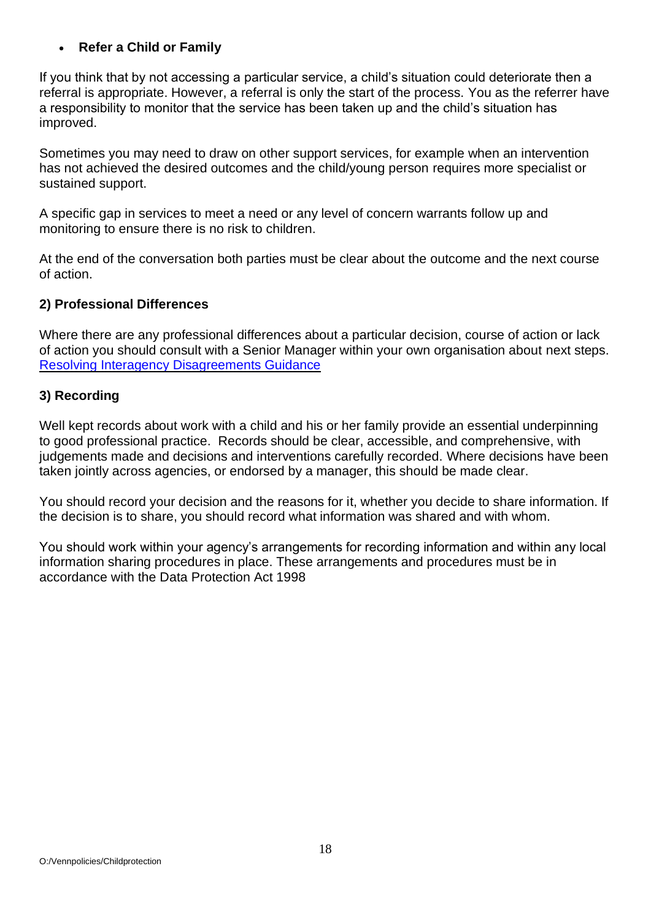- **Refer a Child or Family**

If you think that by not accessing a particular service, a child's situation could deteriorate then a referral is appropriate. However, a referral is only the start of the process. You as the referrer have a responsibility to monitor that the service has been taken up and the child's situation has improved.

Sometimes you may need to draw on other support services, for example when an intervention has not achieved the desired outcomes and the child/young person requires more specialist or sustained support.

A specific gap in services to meet a need or any level of concern warrants follow up and monitoring to ensure there is no risk to children.

At the end of the conversation both parties must be clear about the outcome and the next course of action.

### 2) Professional Differences

Where there are any professional differences about a particular decision, course of action or lack of action you should consult with a Senior Manager within your own organisation about next steps. Resolving Interagency Disagreements Guidance

### 3) Recording

Well kept records about work with a child and his or her family provide an essential underpinning to good professional practice. Records should be clear, accessible, and comprehensive, with judgements made and decisions and interventions carefully recorded. Where decisions have been taken jointly across agencies, or endorsed by a manager, this should be made clear.

You should record your decision and the reasons for it, whether you decide to share information. If the decision is to share, you should record what information was shared and with whom.

You should work within your agency's arrangements for recording information and within any local information sharing procedures in place. These arrangements and procedures must be in accordance with the Data Protection Act 1998